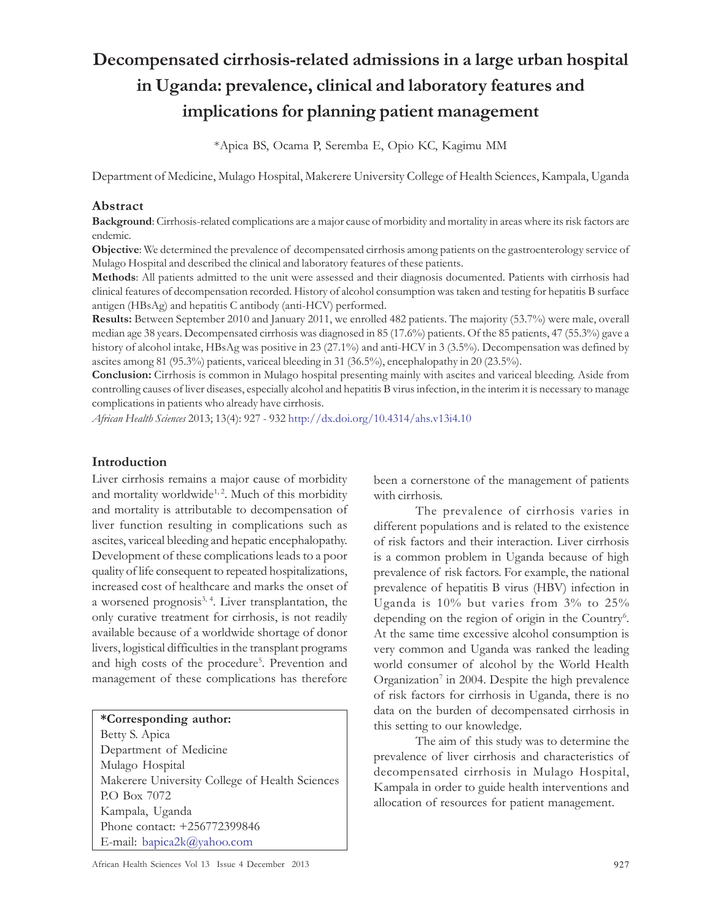# Decompensated cirrhosis-related admissions in a large urban hospital in Uganda: prevalence, clinical and laboratory features and implications for planning patient management

*Apica BS, Ocama P, Seremba E, Opio KC, Kagimu MM

Department of Medicine, Mulago Hospital, Makerere University College of Health Sciences, Kampala, Uganda

## Abstract

**Background**: Cirrhosis-related complications are a major cause of morbidity and mortality in areas where its risk factors are endemic.

**Objective**: We determined the prevalence of decompensated cirrhosis among patients on the gastroenterology service of Mulago Hospital and described the clinical and laboratory features of these patients.

**Methods**: All patients admitted to the unit were assessed and their diagnosis documented. Patients with cirrhosis had clinical features of decompensation recorded. History of alcohol consumption was taken and testing for hepatitis B surface antigen (HBsAg) and hepatitis C antibody (anti-HCV) performed.

**Results:** Between September 2010 and January 2011, we enrolled 482 patients. The majority (53.7%) were male, overall median age 38 years. Decompensated cirrhosis was diagnosed in 85 (17.6%) patients. Of the 85 patients, 47 (55.3%) gave a history of alcohol intake, HBsAg was positive in 23 (27.1%) and anti-HCV in 3 (3.5%). Decompensation was defined by ascites among 81 (95.3%) patients, variceal bleeding in 31 (36.5%), encephalopathy in 20 (23.5%).

**Conclusion:** Cirrhosis is common in Mulago hospital presenting mainly with ascites and variceal bleeding. Aside from controlling causes of liver diseases, especially alcohol and hepatitis B virus infection, in the interim it is necessary to manage complications in patients who already have cirrhosis.

*African Health Sciences* 2013; 13(4): 927 - 932 http://dx.doi.org/10.4314/ahs.v13i4.10

## Introduction

Liver cirrhosis remains a major cause of morbidity and mortality worldwide[1, 2]. Much of this morbidity and mortality is attributable to decompensation of liver function resulting in complications such as ascites, variceal bleeding and hepatic encephalopathy. Development of these complications leads to a poor quality of life consequent to repeated hospitalizations, increased cost of healthcare and marks the onset of a worsened prognosis[3, 4]. Liver transplantation, the only curative treatment for cirrhosis, is not readily available because of a worldwide shortage of donor livers, logistical difficulties in the transplant programs and high costs of the procedure[5]. Prevention and management of these complications has therefore been a cornerstone of the management of patients with cirrhosis.

The prevalence of cirrhosis varies in different populations and is related to the existence of risk factors and their interaction. Liver cirrhosis is a common problem in Uganda because of high prevalence of risk factors. For example, the national prevalence of hepatitis B virus (HBV) infection in Uganda is 10% but varies from 3% to 25% depending on the region of origin in the Country[6]. At the same time excessive alcohol consumption is very common and Uganda was ranked the leading world consumer of alcohol by the World Health Organization[7] in 2004. Despite the high prevalence of risk factors for cirrhosis in Uganda, there is no data on the burden of decompensated cirrhosis in this setting to our knowledge.

The aim of this study was to determine the prevalence of liver cirrhosis and characteristics of decompensated cirrhosis in Mulago Hospital, Kampala in order to guide health interventions and allocation of resources for patient management.

**\*Corresponding author:**
Betty S. Apica
Department of Medicine
Mulago Hospital
Makerere University College of Health Sciences
P.O Box 7072
Kampala, Uganda
Phone contact: +256772399846
E-mail: bapica2k@yahoo.com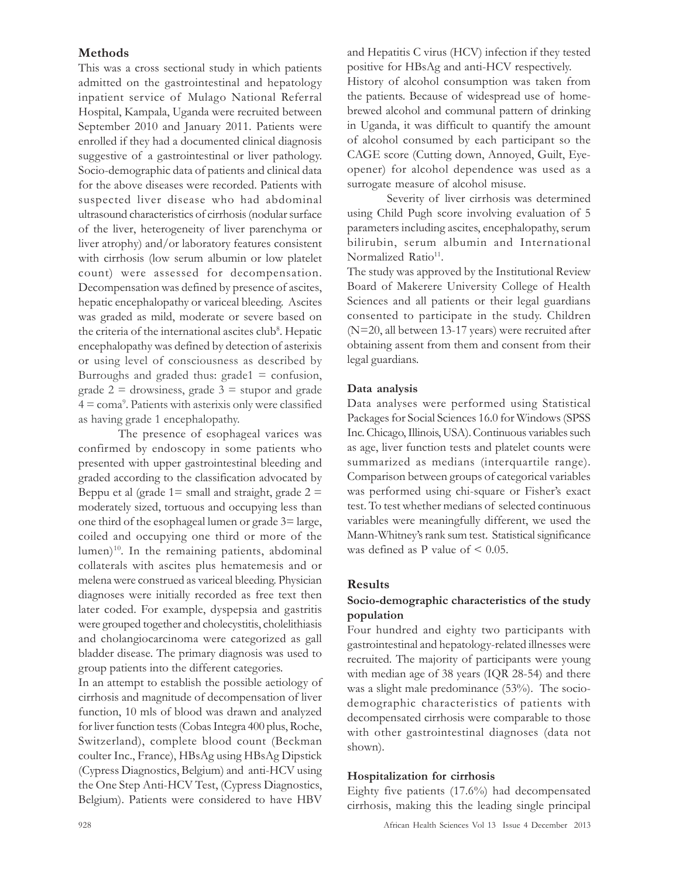## Methods

This was a cross sectional study in which patients admitted on the gastrointestinal and hepatology inpatient service of Mulago National Referral Hospital, Kampala, Uganda were recruited between September 2010 and January 2011. Patients were enrolled if they had a documented clinical diagnosis suggestive of a gastrointestinal or liver pathology. Socio-demographic data of patients and clinical data for the above diseases were recorded. Patients with suspected liver disease who had abdominal ultrasound characteristics of cirrhosis (nodular surface of the liver, heterogeneity of liver parenchyma or liver atrophy) and/or laboratory features consistent with cirrhosis (low serum albumin or low platelet count) were assessed for decompensation. Decompensation was defined by presence of ascites, hepatic encephalopathy or variceal bleeding. Ascites was graded as mild, moderate or severe based on the criteria of the international ascites club[8]. Hepatic encephalopathy was defined by detection of asterixis or using level of consciousness as described by Burroughs and graded thus: grade1 = confusion, grade 2 = drowsiness, grade 3 = stupor and grade 4 = coma[9]. Patients with asterixis only were classified as having grade 1 encephalopathy.

The presence of esophageal varices was confirmed by endoscopy in some patients who presented with upper gastrointestinal bleeding and graded according to the classification advocated by Beppu et al (grade 1= small and straight, grade 2 = moderately sized, tortuous and occupying less than one third of the esophageal lumen or grade 3= large, coiled and occupying one third or more of the lumen)[10]. In the remaining patients, abdominal collaterals with ascites plus hematemesis and or melena were construed as variceal bleeding. Physician diagnoses were initially recorded as free text then later coded. For example, dyspepsia and gastritis were grouped together and cholecystitis, cholelithiasis and cholangiocarcinoma were categorized as gall bladder disease. The primary diagnosis was used to group patients into the different categories.

In an attempt to establish the possible aetiology of cirrhosis and magnitude of decompensation of liver function, 10 mls of blood was drawn and analyzed for liver function tests (Cobas Integra 400 plus, Roche, Switzerland), complete blood count (Beckman coulter Inc., France), HBsAg using HBsAg Dipstick (Cypress Diagnostics, Belgium) and anti-HCV using the One Step Anti-HCV Test, (Cypress Diagnostics, Belgium). Patients were considered to have HBV and Hepatitis C virus (HCV) infection if they tested positive for HBsAg and anti-HCV respectively.

History of alcohol consumption was taken from the patients. Because of widespread use of home-brewed alcohol and communal pattern of drinking in Uganda, it was difficult to quantify the amount of alcohol consumed by each participant so the CAGE score (Cutting down, Annoyed, Guilt, Eye-opener) for alcohol dependence was used as a surrogate measure of alcohol misuse.

Severity of liver cirrhosis was determined using Child Pugh score involving evaluation of 5 parameters including ascites, encephalopathy, serum bilirubin, serum albumin and International Normalized Ratio[11].

The study was approved by the Institutional Review Board of Makerere University College of Health Sciences and all patients or their legal guardians consented to participate in the study. Children (N=20, all between 13-17 years) were recruited after obtaining assent from them and consent from their legal guardians.

### Data analysis

Data analyses were performed using Statistical Packages for Social Sciences 16.0 for Windows (SPSS Inc. Chicago, Illinois, USA). Continuous variables such as age, liver function tests and platelet counts were summarized as medians (interquartile range). Comparison between groups of categorical variables was performed using chi-square or Fisher's exact test. To test whether medians of selected continuous variables were meaningfully different, we used the Mann-Whitney's rank sum test. Statistical significance was defined as P value of $< 0.05$.

## Results

### Socio-demographic characteristics of the study population

Four hundred and eighty two participants with gastrointestinal and hepatology-related illnesses were recruited. The majority of participants were young with median age of 38 years (IQR 28-54) and there was a slight male predominance (53%). The socio-demographic characteristics of patients with decompensated cirrhosis were comparable to those with other gastrointestinal diagnoses (data not shown).

### Hospitalization for cirrhosis

Eighty five patients (17.6%) had decompensated cirrhosis, making this the leading single principal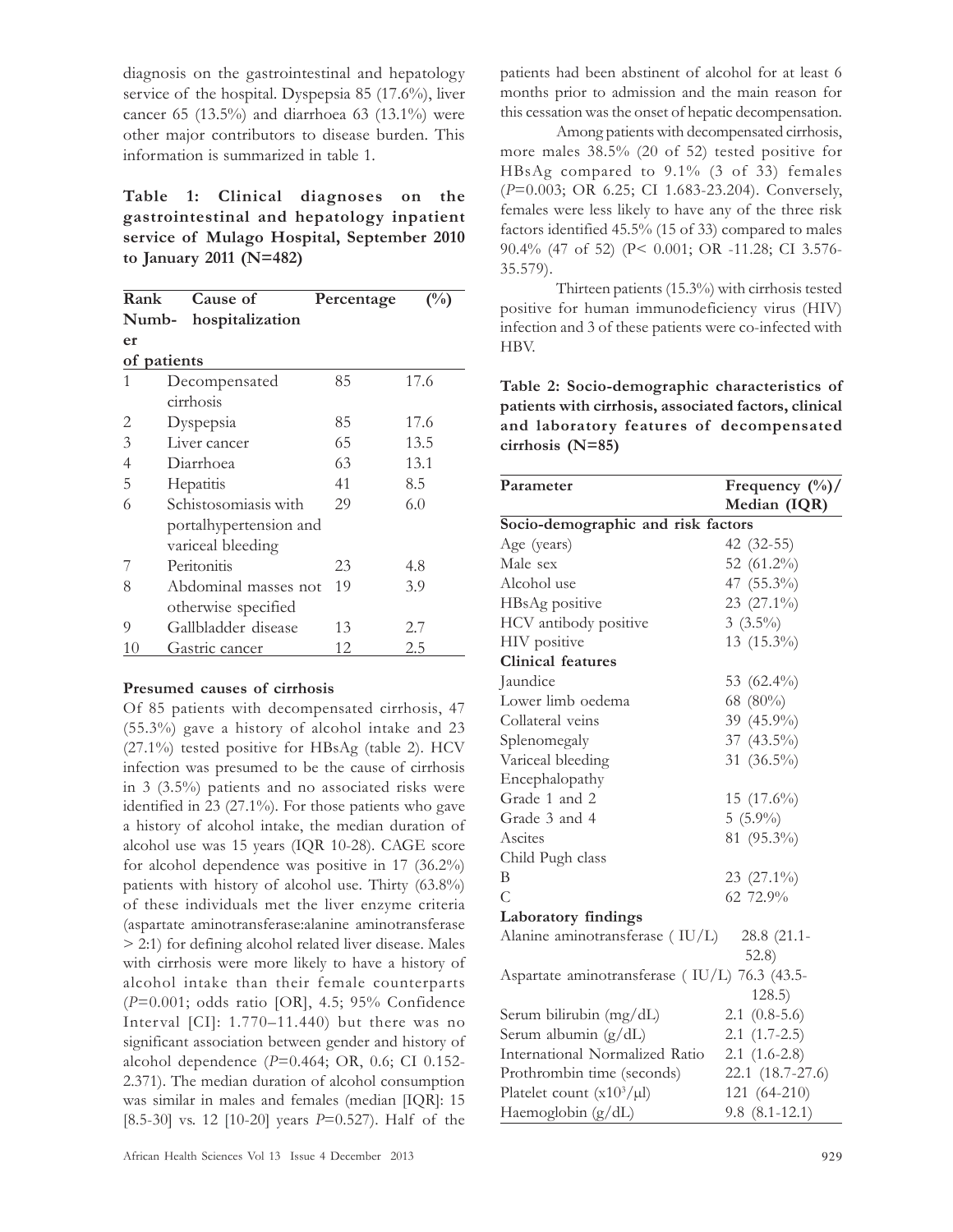diagnosis on the gastrointestinal and hepatology service of the hospital. Dyspepsia 85 (17.6%), liver cancer 65 (13.5%) and diarrhoea 63 (13.1%) were other major contributors to disease burden. This information is summarized in table 1.

**Table 1: Clinical diagnoses on the gastrointestinal and hepatology inpatient service of Mulago Hospital, September 2010 to January 2011 (N=482)**

| Rank | Cause of hospitalization | Number of patients | Percentage (%) |
|---|---|---|---|
| 1 | Decompensated cirrhosis | 85 | 17.6 |
| 2 | Dyspepsia | 85 | 17.6 |
| 3 | Liver cancer | 65 | 13.5 |
| 4 | Diarrhoea | 63 | 13.1 |
| 5 | Hepatitis | 41 | 8.5 |
| 6 | Schistosomiasis with portalhypertension and variceal bleeding | 29 | 6.0 |
| 7 | Peritonitis | 23 | 4.8 |
| 8 | Abdominal masses not otherwise specified | 19 | 3.9 |
| 9 | Gallbladder disease | 13 | 2.7 |
| 10 | Gastric cancer | 12 | 2.5 |

**Presumed causes of cirrhosis**

Of 85 patients with decompensated cirrhosis, 47 (55.3%) gave a history of alcohol intake and 23 (27.1%) tested positive for HBsAg (table 2). HCV infection was presumed to be the cause of cirrhosis in 3 (3.5%) patients and no associated risks were identified in 23 (27.1%). For those patients who gave a history of alcohol intake, the median duration of alcohol use was 15 years (IQR 10-28). CAGE score for alcohol dependence was positive in 17 (36.2%) patients with history of alcohol use. Thirty (63.8%) of these individuals met the liver enzyme criteria (aspartate aminotransferase:alanine aminotransferase > 2:1) for defining alcohol related liver disease. Males with cirrhosis were more likely to have a history of alcohol intake than their female counterparts (*P*=0.001; odds ratio [OR], 4.5; 95% Confidence Interval [CI]: 1.770–11.440) but there was no significant association between gender and history of alcohol dependence (*P*=0.464; OR, 0.6; CI 0.152-2.371). The median duration of alcohol consumption was similar in males and females (median [IQR]: 15 [8.5-30] vs. 12 [10-20] years *P*=0.527). Half of the patients had been abstinent of alcohol for at least 6 months prior to admission and the main reason for this cessation was the onset of hepatic decompensation.

Among patients with decompensated cirrhosis, more males 38.5% (20 of 52) tested positive for HBsAg compared to 9.1% (3 of 33) females (*P*=0.003; OR 6.25; CI 1.683-23.204). Conversely, females were less likely to have any of the three risk factors identified 45.5% (15 of 33) compared to males 90.4% (47 of 52) (P< 0.001; OR -11.28; CI 3.576-35.579).

Thirteen patients (15.3%) with cirrhosis tested positive for human immunodeficiency virus (HIV) infection and 3 of these patients were co-infected with HBV.

**Table 2: Socio-demographic characteristics of patients with cirrhosis, associated factors, clinical and laboratory features of decompensated cirrhosis (N=85)**

| Parameter | Frequency (%)/ Median (IQR) |
|---|---|
| **Socio-demographic and risk factors** | |
| Age (years) | 42 (32-55) |
| Male sex | 52 (61.2%) |
| Alcohol use | 47 (55.3%) |
| HBsAg positive | 23 (27.1%) |
| HCV antibody positive | 3 (3.5%) |
| HIV positive | 13 (15.3%) |
| **Clinical features** | |
| Jaundice | 53 (62.4%) |
| Lower limb oedema | 68 (80%) |
| Collateral veins | 39 (45.9%) |
| Splenomegaly | 37 (43.5%) |
| Variceal bleeding | 31 (36.5%) |
| Encephalopathy | |
| Grade 1 and 2 | 15 (17.6%) |
| Grade 3 and 4 | 5 (5.9%) |
| Ascites | 81 (95.3%) |
| Child Pugh class | |
| B | 23 (27.1%) |
| C | 62 72.9% |
| **Laboratory findings** | |
| Alanine aminotransferase ( IU/L) | 28.8 (21.1-52.8) |
| Aspartate aminotransferase ( IU/L) | 76.3 (43.5-128.5) |
| Serum bilirubin (mg/dL) | 2.1 (0.8-5.6) |
| Serum albumin (g/dL) | 2.1 (1.7-2.5) |
| International Normalized Ratio | 2.1 (1.6-2.8) |
| Prothrombin time (seconds) | 22.1 (18.7-27.6) |
| Platelet count ($x10^3/\mu l$) | 121 (64-210) |
| Haemoglobin (g/dL) | 9.8 (8.1-12.1) |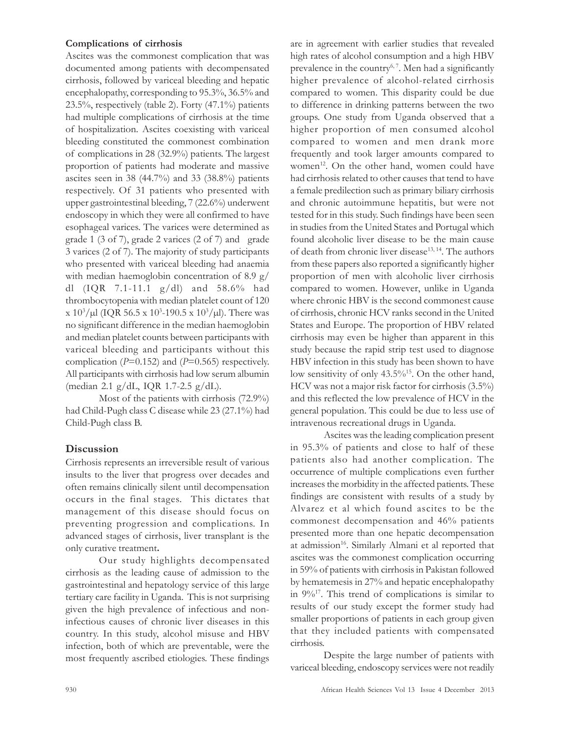### Complications of cirrhosis

Ascites was the commonest complication that was documented among patients with decompensated cirrhosis, followed by variceal bleeding and hepatic encephalopathy, corresponding to 95.3%, 36.5% and 23.5%, respectively (table 2). Forty (47.1%) patients had multiple complications of cirrhosis at the time of hospitalization. Ascites coexisting with variceal bleeding constituted the commonest combination of complications in 28 (32.9%) patients. The largest proportion of patients had moderate and massive ascites seen in 38 (44.7%) and 33 (38.8%) patients respectively. Of 31 patients who presented with upper gastrointestinal bleeding, 7 (22.6%) underwent endoscopy in which they were all confirmed to have esophageal varices. The varices were determined as grade 1 (3 of 7), grade 2 varices (2 of 7) and grade 3 varices (2 of 7). The majority of study participants who presented with variceal bleeding had anaemia with median haemoglobin concentration of 8.9 g/dl (IQR 7.1-11.1 g/dl) and 58.6% had thrombocytopenia with median platelet count of 120 x $10^3$/µl (IQR 56.5 x $10^3$-190.5 x $10^3$/µl). There was no significant difference in the median haemoglobin and median platelet counts between participants with variceal bleeding and participants without this complication (*P*=0.152) and (*P*=0.565) respectively. All participants with cirrhosis had low serum albumin (median 2.1 g/dL, IQR 1.7-2.5 g/dL).

Most of the patients with cirrhosis (72.9%) had Child-Pugh class C disease while 23 (27.1%) had Child-Pugh class B.

## Discussion

Cirrhosis represents an irreversible result of various insults to the liver that progress over decades and often remains clinically silent until decompensation occurs in the final stages. This dictates that management of this disease should focus on preventing progression and complications. In advanced stages of cirrhosis, liver transplant is the only curative treatment**.**

Our study highlights decompensated cirrhosis as the leading cause of admission to the gastrointestinal and hepatology service of this large tertiary care facility in Uganda. This is not surprising given the high prevalence of infectious and non-infectious causes of chronic liver diseases in this country. In this study, alcohol misuse and HBV infection, both of which are preventable, were the most frequently ascribed etiologies. These findings are in agreement with earlier studies that revealed high rates of alcohol consumption and a high HBV prevalence in the country[6, 7]. Men had a significantly higher prevalence of alcohol-related cirrhosis compared to women. This disparity could be due to difference in drinking patterns between the two groups. One study from Uganda observed that a higher proportion of men consumed alcohol compared to women and men drank more frequently and took larger amounts compared to women[12]. On the other hand, women could have had cirrhosis related to other causes that tend to have a female predilection such as primary biliary cirrhosis and chronic autoimmune hepatitis, but were not tested for in this study. Such findings have been seen in studies from the United States and Portugal which found alcoholic liver disease to be the main cause of death from chronic liver disease[13, 14]. The authors from these papers also reported a significantly higher proportion of men with alcoholic liver cirrhosis compared to women. However, unlike in Uganda where chronic HBV is the second commonest cause of cirrhosis, chronic HCV ranks second in the United States and Europe. The proportion of HBV related cirrhosis may even be higher than apparent in this study because the rapid strip test used to diagnose HBV infection in this study has been shown to have low sensitivity of only 43.5%[15]. On the other hand, HCV was not a major risk factor for cirrhosis (3.5%) and this reflected the low prevalence of HCV in the general population. This could be due to less use of intravenous recreational drugs in Uganda.

Ascites was the leading complication present in 95.3% of patients and close to half of these patients also had another complication. The occurrence of multiple complications even further increases the morbidity in the affected patients. These findings are consistent with results of a study by Alvarez et al which found ascites to be the commonest decompensation and 46% patients presented more than one hepatic decompensation at admission[16]. Similarly Almani et al reported that ascites was the commonest complication occurring in 59% of patients with cirrhosis in Pakistan followed by hematemesis in 27% and hepatic encephalopathy in 9%[17]. This trend of complications is similar to results of our study except the former study had smaller proportions of patients in each group given that they included patients with compensated cirrhosis.

Despite the large number of patients with variceal bleeding, endoscopy services were not readily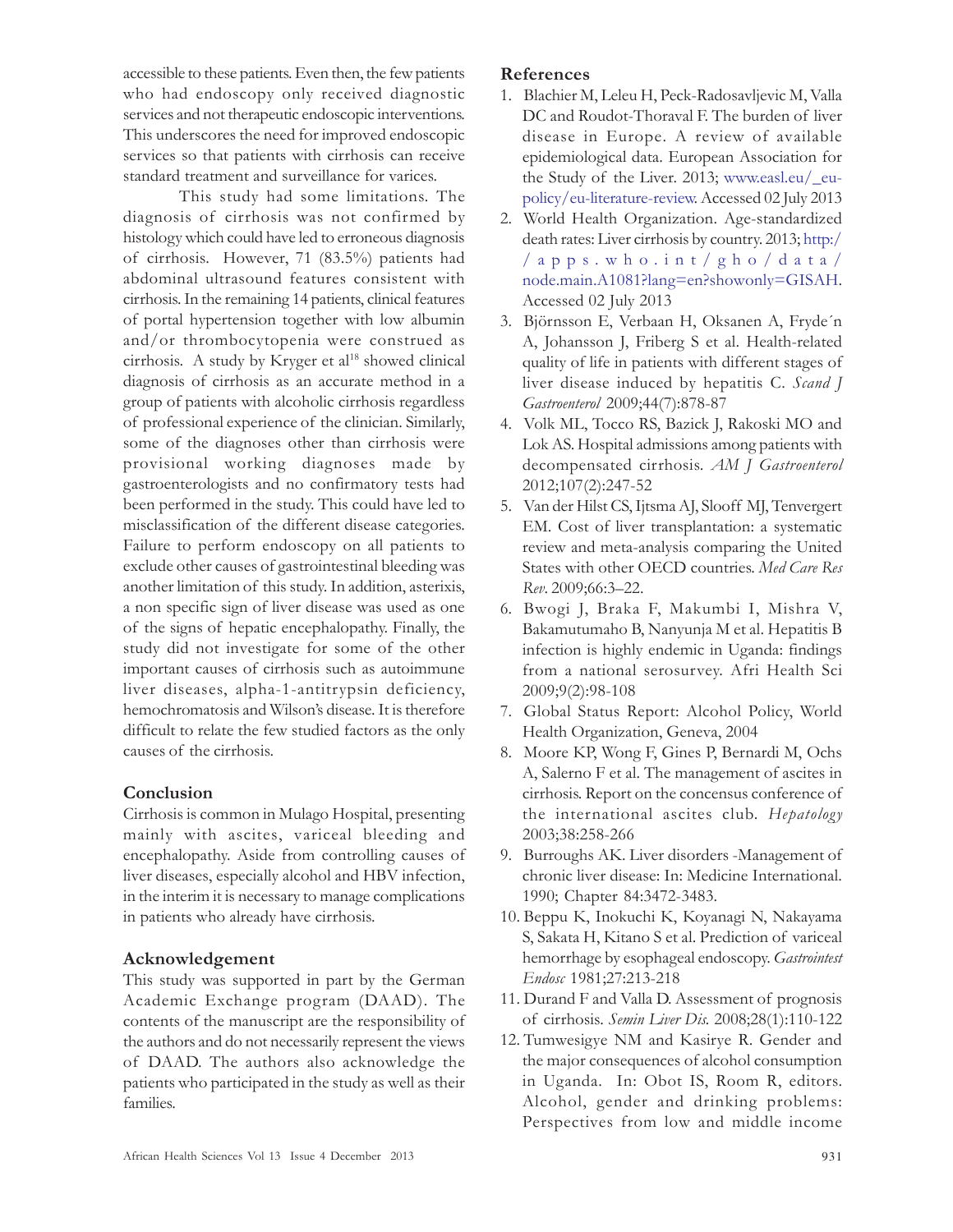accessible to these patients. Even then, the few patients who had endoscopy only received diagnostic services and not therapeutic endoscopic interventions. This underscores the need for improved endoscopic services so that patients with cirrhosis can receive standard treatment and surveillance for varices.

This study had some limitations. The diagnosis of cirrhosis was not confirmed by histology which could have led to erroneous diagnosis of cirrhosis. However, 71 (83.5%) patients had abdominal ultrasound features consistent with cirrhosis. In the remaining 14 patients, clinical features of portal hypertension together with low albumin and/or thrombocytopenia were construed as cirrhosis. A study by Kryger et al[18] showed clinical diagnosis of cirrhosis as an accurate method in a group of patients with alcoholic cirrhosis regardless of professional experience of the clinician. Similarly, some of the diagnoses other than cirrhosis were provisional working diagnoses made by gastroenterologists and no confirmatory tests had been performed in the study. This could have led to misclassification of the different disease categories. Failure to perform endoscopy on all patients to exclude other causes of gastrointestinal bleeding was another limitation of this study. In addition, asterixis, a non specific sign of liver disease was used as one of the signs of hepatic encephalopathy. Finally, the study did not investigate for some of the other important causes of cirrhosis such as autoimmune liver diseases, alpha-1-antitrypsin deficiency, hemochromatosis and Wilson's disease. It is therefore difficult to relate the few studied factors as the only causes of the cirrhosis.

## Conclusion

Cirrhosis is common in Mulago Hospital, presenting mainly with ascites, variceal bleeding and encephalopathy. Aside from controlling causes of liver diseases, especially alcohol and HBV infection, in the interim it is necessary to manage complications in patients who already have cirrhosis.

## Acknowledgement

This study was supported in part by the German Academic Exchange program (DAAD). The contents of the manuscript are the responsibility of the authors and do not necessarily represent the views of DAAD. The authors also acknowledge the patients who participated in the study as well as their families.

## References

1. Blachier M, Leleu H, Peck-Radosavljevic M, Valla DC and Roudot-Thoraval F. The burden of liver disease in Europe. A review of available epidemiological data. European Association for the Study of the Liver. 2013; www.easl.eu/_eu-policy/eu-literature-review. Accessed 02 July 2013
2. World Health Organization. Age-standardized death rates: Liver cirrhosis by country. 2013; http://apps.who.int/gho/data/node.main.A1081?lang=en?showonly=GISAH. Accessed 02 July 2013
3. Björnsson E, Verbaan H, Oksanen A, Frydén A, Johansson J, Friberg S et al. Health-related quality of life in patients with different stages of liver disease induced by hepatitis C. *Scand J Gastroenterol* 2009;44(7):878-87
4. Volk ML, Tocco RS, Bazick J, Rakoski MO and Lok AS. Hospital admissions among patients with decompensated cirrhosis. *AM J Gastroenterol* 2012;107(2):247-52
5. Van der Hilst CS, Ijtsma AJ, Slooff MJ, Tenvergert EM. Cost of liver transplantation: a systematic review and meta-analysis comparing the United States with other OECD countries. *Med Care Res Rev*. 2009;66:3–22.
6. Bwogi J, Braka F, Makumbi I, Mishra V, Bakamutumaho B, Nanyunja M et al. Hepatitis B infection is highly endemic in Uganda: findings from a national serosurvey. Afri Health Sci 2009;9(2):98-108
7. Global Status Report: Alcohol Policy, World Health Organization, Geneva, 2004
8. Moore KP, Wong F, Gines P, Bernardi M, Ochs A, Salerno F et al. The management of ascites in cirrhosis. Report on the concensus conference of the international ascites club. *Hepatology* 2003;38:258-266
9. Burroughs AK. Liver disorders -Management of chronic liver disease: In: Medicine International. 1990; Chapter 84:3472-3483.
10. Beppu K, Inokuchi K, Koyanagi N, Nakayama S, Sakata H, Kitano S et al. Prediction of variceal hemorrhage by esophageal endoscopy. *Gastrointest Endosc* 1981;27:213-218
11. Durand F and Valla D. Assessment of prognosis of cirrhosis. *Semin Liver Dis.* 2008;28(1):110-122
12. Tumwesigye NM and Kasirye R. Gender and the major consequences of alcohol consumption in Uganda. In: Obot IS, Room R, editors. Alcohol, gender and drinking problems: Perspectives from low and middle income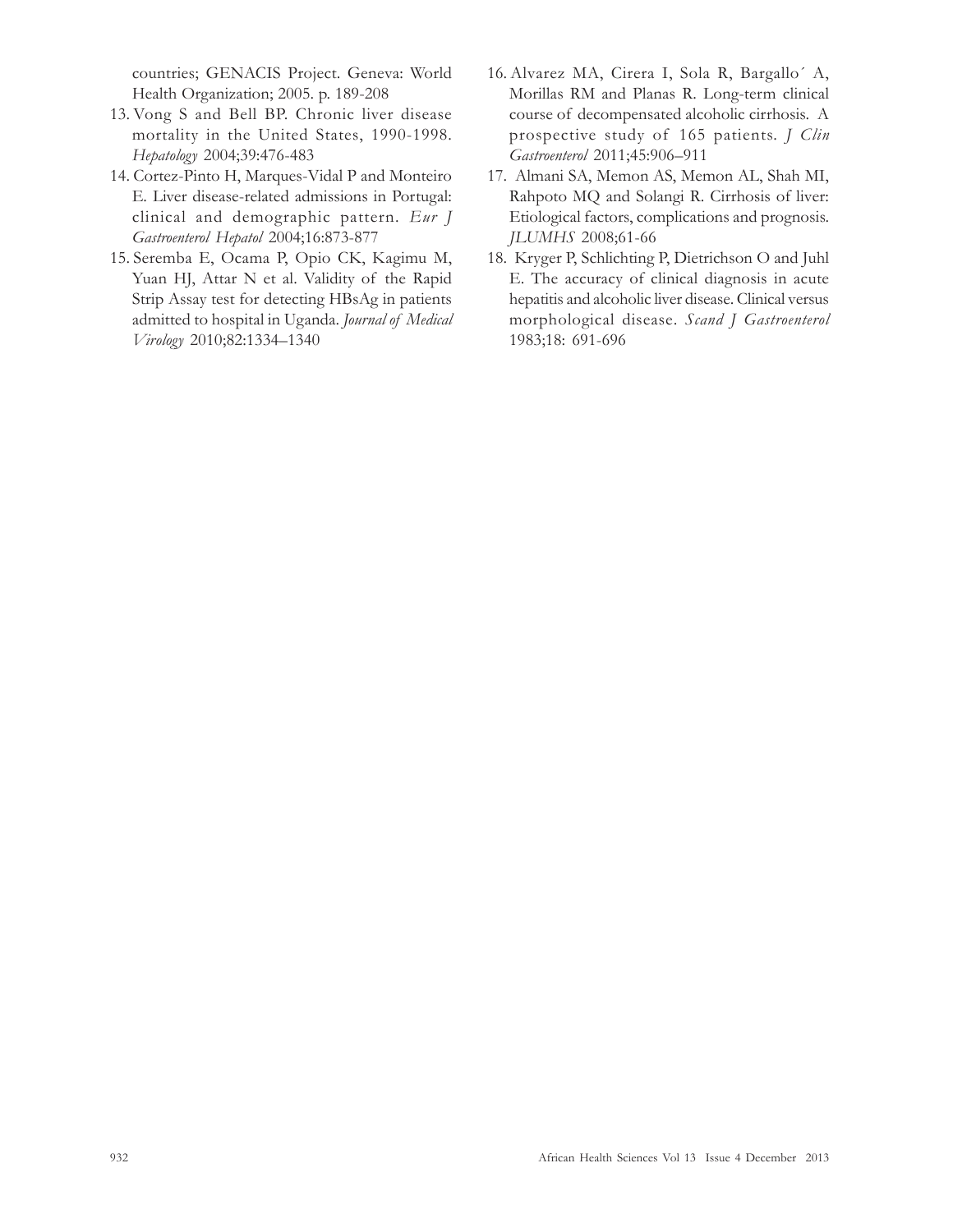countries; GENACIS Project. Geneva: World Health Organization; 2005. p. 189-208

13. Vong S and Bell BP. Chronic liver disease mortality in the United States, 1990-1998. *Hepatology* 2004;39:476-483
14. Cortez-Pinto H, Marques-Vidal P and Monteiro E. Liver disease-related admissions in Portugal: clinical and demographic pattern. *Eur J Gastroenterol Hepatol* 2004;16:873-877
15. Seremba E, Ocama P, Opio CK, Kagimu M, Yuan HJ, Attar N et al. Validity of the Rapid Strip Assay test for detecting HBsAg in patients admitted to hospital in Uganda. *Journal of Medical Virology* 2010;82:1334–1340
16. Alvarez MA, Cirera I, Sola R, Bargallo´ A, Morillas RM and Planas R. Long-term clinical course of decompensated alcoholic cirrhosis. A prospective study of 165 patients. *J Clin Gastroenterol* 2011;45:906–911
17. Almani SA, Memon AS, Memon AL, Shah MI, Rahpoto MQ and Solangi R. Cirrhosis of liver: Etiological factors, complications and prognosis. *JLUMHS* 2008;61-66
18. Kryger P, Schlichting P, Dietrichson O and Juhl E. The accuracy of clinical diagnosis in acute hepatitis and alcoholic liver disease. Clinical versus morphological disease. *Scand J Gastroenterol* 1983;18: 691-696